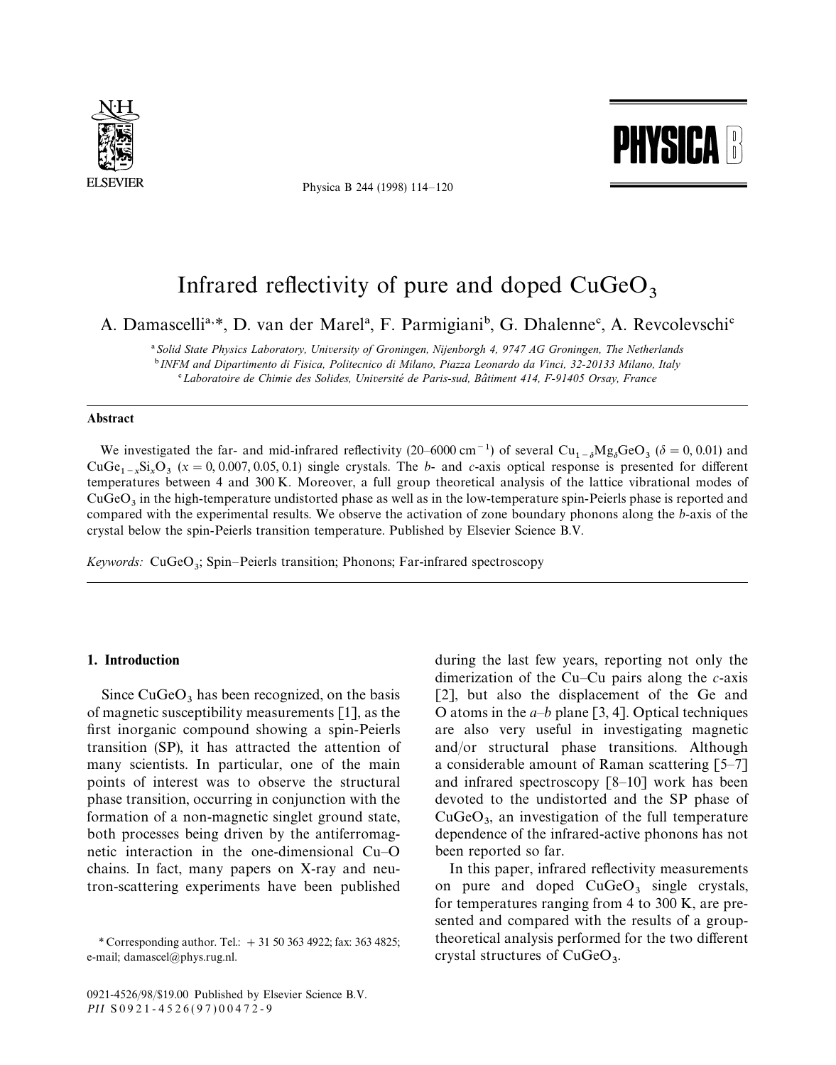# Infrared reflectivity of pure and doped $CuGeO_3$

A. Damascelli[a,*], D. van der Marel[a], F. Parmigiani[b], G. Dhalenne[c], A. Revcolevschi[c]

[a] *Solid State Physics Laboratory, University of Groningen, Nijenborgh 4, 9747 AG Groningen, The Netherlands*
[b] *INFM and Dipartimento di Fisica, Politecnico di Milano, Piazza Leonardo da Vinci, 32-20133 Milano, Italy*
[c] *Laboratoire de Chimie des Solides, Université de Paris-sud, Bâtiment 414, F-91405 Orsay, France*

## Abstract

We investigated the far- and mid-infrared reflectivity (20–6000 $cm^{-1}$) of several $Cu_{1-\delta}Mg_{\delta}GeO_3$ ($\delta = 0, 0.01$) and $CuGe_{1-x}Si_xO_3$ ($x = 0, 0.007, 0.05, 0.1$) single crystals. The *b*- and *c*-axis optical response is presented for different temperatures between 4 and 300 K. Moreover, a full group theoretical analysis of the lattice vibrational modes of $CuGeO_3$ in the high-temperature undistorted phase as well as in the low-temperature spin-Peierls phase is reported and compared with the experimental results. We observe the activation of zone boundary phonons along the *b*-axis of the crystal below the spin-Peierls transition temperature. Published by Elsevier Science B.V.

*Keywords:* $CuGeO_3$; Spin–Peierls transition; Phonons; Far-infrared spectroscopy

## 1. Introduction

Since $CuGeO_3$ has been recognized, on the basis of magnetic susceptibility measurements [1], as the first inorganic compound showing a spin-Peierls transition (SP), it has attracted the attention of many scientists. In particular, one of the main points of interest was to observe the structural phase transition, occurring in conjunction with the formation of a non-magnetic singlet ground state, both processes being driven by the antiferromagnetic interaction in the one-dimensional Cu–O chains. In fact, many papers on X-ray and neutron-scattering experiments have been published during the last few years, reporting not only the dimerization of the Cu–Cu pairs along the *c*-axis [2], but also the displacement of the Ge and O atoms in the *a*–*b* plane [3, 4]. Optical techniques are also very useful in investigating magnetic and/or structural phase transitions. Although a considerable amount of Raman scattering [5–7] and infrared spectroscopy [8–10] work has been devoted to the undistorted and the SP phase of $CuGeO_3$, an investigation of the full temperature dependence of the infrared-active phonons has not been reported so far.

In this paper, infrared reflectivity measurements on pure and doped $CuGeO_3$ single crystals, for temperatures ranging from 4 to 300 K, are presented and compared with the results of a group-theoretical analysis performed for the two different crystal structures of $CuGeO_3$.

\* Corresponding author. Tel.: + 31 50 363 4922; fax: 363 4825; e-mail: damascel@phys.rug.nl.

0921-4526/98/$19.00 Published by Elsevier Science B.V.
*PII* S0921-4526(97)00472-9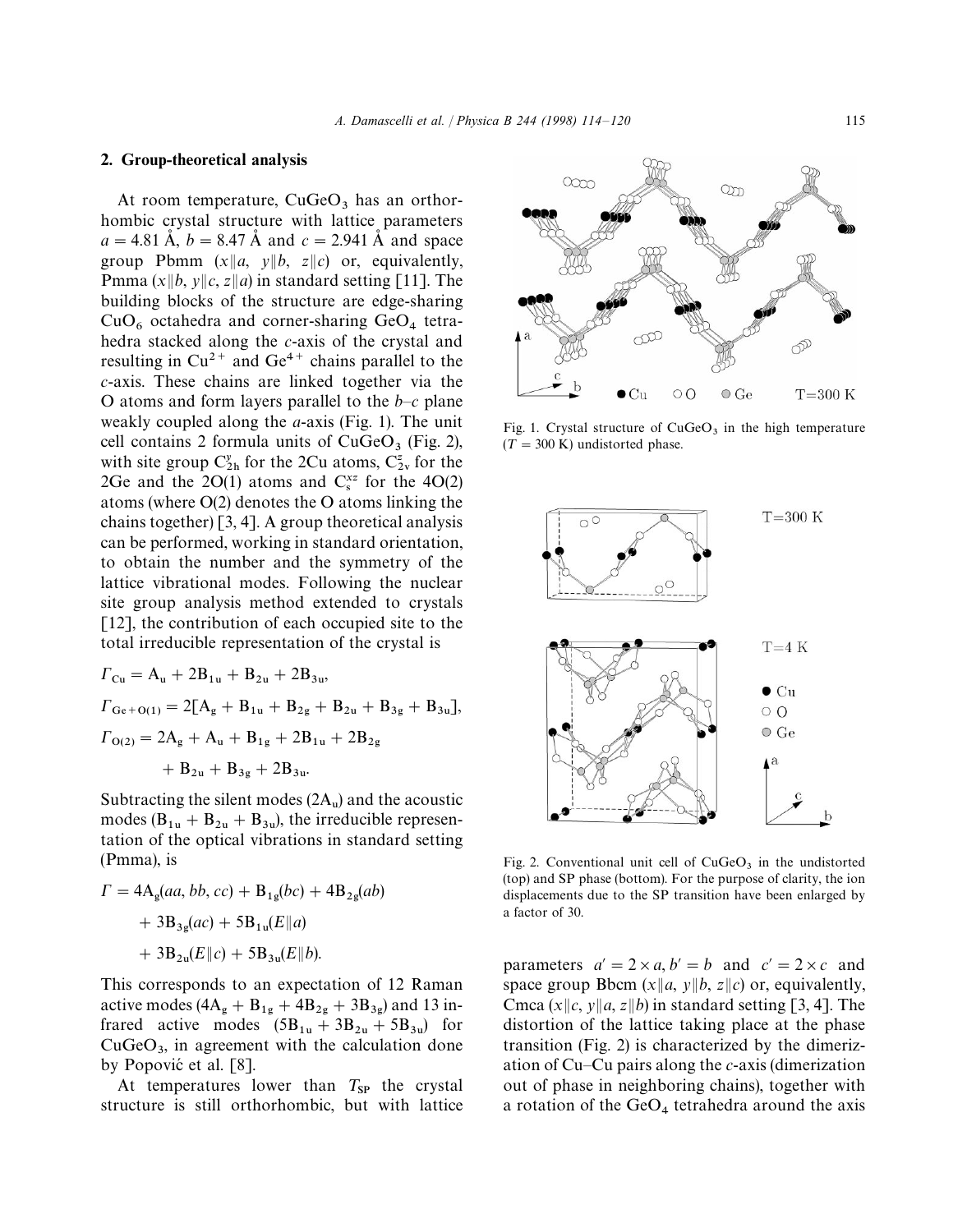## 2. Group-theoretical analysis

At room temperature, $CuGeO_3$ has an orthorhombic crystal structure with lattice parameters $a = 4.81$ Å, $b = 8.47$ Å and $c = 2.941$ Å and space group Pbmm ($x \| a$, $y \| b$, $z \| c$) or, equivalently, Pmma ($x \| b$, $y \| c$, $z \| a$) in standard setting [11]. The building blocks of the structure are edge-sharing $CuO_6$ octahedra and corner-sharing $GeO_4$ tetrahedra stacked along the $c$-axis of the crystal and resulting in $Cu^{2+}$ and $Ge^{4+}$ chains parallel to the $c$-axis. These chains are linked together via the O atoms and form layers parallel to the $b$–$c$ plane weakly coupled along the $a$-axis (Fig. 1). The unit cell contains 2 formula units of $CuGeO_3$ (Fig. 2), with site group $C_{2h}^{y}$ for the 2Cu atoms, $C_{2v}^{z}$ for the 2Ge and the 2O(1) atoms and $C_{s}^{xz}$ for the 4O(2) atoms (where O(2) denotes the O atoms linking the chains together) [3, 4]. A group theoretical analysis can be performed, working in standard orientation, to obtain the number and the symmetry of the lattice vibrational modes. Following the nuclear site group analysis method extended to crystals [12], the contribution of each occupied site to the total irreducible representation of the crystal is

$$\Gamma_{\mathrm{Cu}} = \mathrm{A_u} + 2\mathrm{B_{1u}} + \mathrm{B_{2u}} + 2\mathrm{B_{3u}},$$

$$\Gamma_{\mathrm{Ge+O(1)}} = 2[\mathrm{A_g} + \mathrm{B_{1u}} + \mathrm{B_{2g}} + \mathrm{B_{2u}} + \mathrm{B_{3g}} + \mathrm{B_{3u}}],$$

$$\Gamma_{\mathrm{O(2)}} = 2\mathrm{A_g} + \mathrm{A_u} + \mathrm{B_{1g}} + 2\mathrm{B_{1u}} + 2\mathrm{B_{2g}} + \mathrm{B_{2u}} + \mathrm{B_{3g}} + 2\mathrm{B_{3u}}.$$

Subtracting the silent modes ($2\mathrm{A_u}$) and the acoustic modes ($\mathrm{B_{1u}} + \mathrm{B_{2u}} + \mathrm{B_{3u}}$), the irreducible representation of the optical vibrations in standard setting (Pmma), is

$$\Gamma = 4\mathrm{A_g}(aa, bb, cc) + \mathrm{B_{1g}}(bc) + 4\mathrm{B_{2g}}(ab) + 3\mathrm{B_{3g}}(ac) + 5\mathrm{B_{1u}}(E \| a) + 3\mathrm{B_{2u}}(E \| c) + 5\mathrm{B_{3u}}(E \| b).$$

This corresponds to an expectation of 12 Raman active modes ($4\mathrm{A_g} + \mathrm{B_{1g}} + 4\mathrm{B_{2g}} + 3\mathrm{B_{3g}}$) and 13 infrared active modes ($5\mathrm{B_{1u}} + 3\mathrm{B_{2u}} + 5\mathrm{B_{3u}}$) for $CuGeO_3$, in agreement with the calculation done by Popović et al. [8].

At temperatures lower than $T_{\mathrm{SP}}$ the crystal structure is still orthorhombic, but with lattice parameters $a' = 2 \times a$, $b' = b$ and $c' = 2 \times c$ and space group Bbcm ($x \| a$, $y \| b$, $z \| c$) or, equivalently, Cmca ($x \| c$, $y \| a$, $z \| b$) in standard setting [3, 4]. The distortion of the lattice taking place at the phase transition (Fig. 2) is characterized by the dimerization of Cu–Cu pairs along the $c$-axis (dimerization out of phase in neighboring chains), together with a rotation of the $GeO_4$ tetrahedra around the axis

Fig. 1. Crystal structure of $CuGeO_3$ in the high temperature ($T = 300$ K) undistorted phase.

Fig. 2. Conventional unit cell of $CuGeO_3$ in the undistorted (top) and SP phase (bottom). For the purpose of clarity, the ion displacements due to the SP transition have been enlarged by a factor of 30.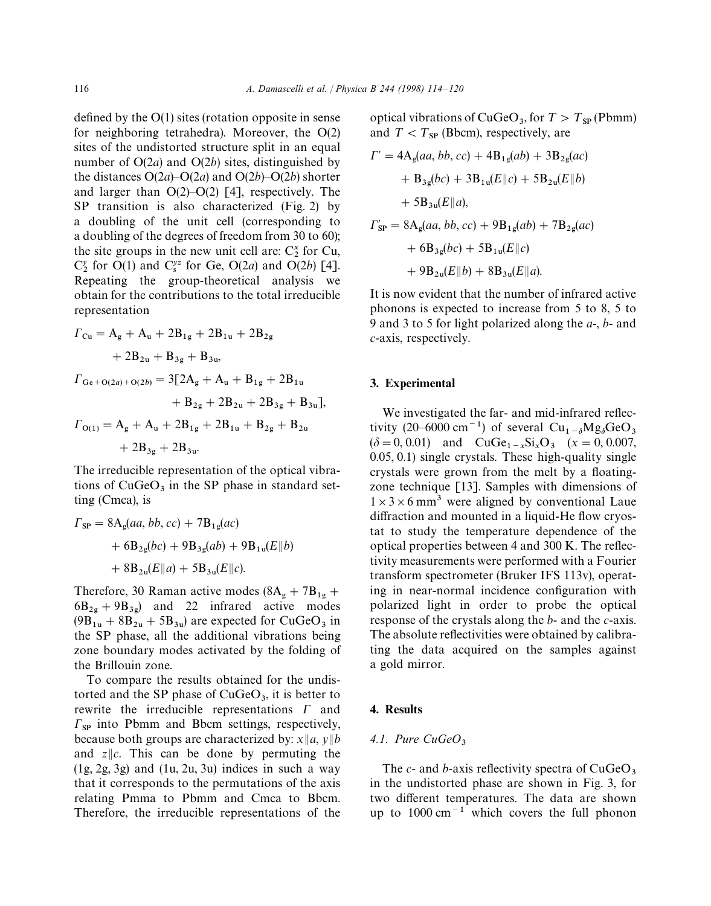defined by the O(1) sites (rotation opposite in sense for neighboring tetrahedra). Moreover, the O(2) sites of the undistorted structure split in an equal number of O(2*a*) and O(2*b*) sites, distinguished by the distances O(2*a*)–O(2*a*) and O(2*b*)–O(2*b*) shorter and larger than O(2)–O(2) [4], respectively. The SP transition is also characterized (Fig. 2) by a doubling of the unit cell (corresponding to a doubling of the degrees of freedom from 30 to 60); the site groups in the new unit cell are: $C_2^x$ for Cu, $C_2^y$ for O(1) and $C_s^{yz}$ for Ge, O(2*a*) and O(2*b*) [4]. Repeating the group-theoretical analysis we obtain for the contributions to the total irreducible representation

$$\Gamma_{\mathrm{Cu}} = \mathrm{A_g} + \mathrm{A_u} + 2\mathrm{B_{1g}} + 2\mathrm{B_{1u}} + 2\mathrm{B_{2g}} + 2\mathrm{B_{2u}} + \mathrm{B_{3g}} + \mathrm{B_{3u}},$$

$$\Gamma_{\mathrm{Ge+O}(2a)+\mathrm{O}(2b)} = 3[2\mathrm{A_g} + \mathrm{A_u} + \mathrm{B_{1g}} + 2\mathrm{B_{1u}} + \mathrm{B_{2g}} + 2\mathrm{B_{2u}} + 2\mathrm{B_{3g}} + \mathrm{B_{3u}}],$$

$$\Gamma_{\mathrm{O}(1)} = \mathrm{A_g} + \mathrm{A_u} + 2\mathrm{B_{1g}} + 2\mathrm{B_{1u}} + \mathrm{B_{2g}} + \mathrm{B_{2u}} + 2\mathrm{B_{3g}} + 2\mathrm{B_{3u}}.$$

The irreducible representation of the optical vibrations of $CuGeO_3$ in the SP phase in standard setting (Cmca), is

$$\Gamma_{\mathrm{SP}} = 8\mathrm{A_g}(aa, bb, cc) + 7\mathrm{B_{1g}}(ac) + 6\mathrm{B_{2g}}(bc) + 9\mathrm{B_{3g}}(ab) + 9\mathrm{B_{1u}}(E\|b) + 8\mathrm{B_{2u}}(E\|a) + 5\mathrm{B_{3u}}(E\|c).$$

Therefore, 30 Raman active modes ($8\mathrm{A_g} + 7\mathrm{B_{1g}} + 6\mathrm{B_{2g}} + 9\mathrm{B_{3g}}$) and 22 infrared active modes ($9\mathrm{B_{1u}} + 8\mathrm{B_{2u}} + 5\mathrm{B_{3u}}$) are expected for $CuGeO_3$ in the SP phase, all the additional vibrations being zone boundary modes activated by the folding of the Brillouin zone.

To compare the results obtained for the undistorted and the SP phase of $CuGeO_3$, it is better to rewrite the irreducible representations $\Gamma$ and $\Gamma_{\mathrm{SP}}$ into Pbmm and Bbcm settings, respectively, because both groups are characterized by: $x\|a$, $y\|b$ and $z\|c$. This can be done by permuting the (1g, 2g, 3g) and (1u, 2u, 3u) indices in such a way that it corresponds to the permutations of the axis relating Pmma to Pbmm and Cmca to Bbcm. Therefore, the irreducible representations of the optical vibrations of $CuGeO_3$, for $T > T_{\mathrm{SP}}$ (Pbmm) and $T < T_{\mathrm{SP}}$ (Bbcm), respectively, are

$$\Gamma' = 4\mathrm{A_g}(aa, bb, cc) + 4\mathrm{B_{1g}}(ab) + 3\mathrm{B_{2g}}(ac) + \mathrm{B_{3g}}(bc) + 3\mathrm{B_{1u}}(E\|c) + 5\mathrm{B_{2u}}(E\|b) + 5\mathrm{B_{3u}}(E\|a),$$

$$\Gamma'_{\mathrm{SP}} = 8\mathrm{A_g}(aa, bb, cc) + 9\mathrm{B_{1g}}(ab) + 7\mathrm{B_{2g}}(ac) + 6\mathrm{B_{3g}}(bc) + 5\mathrm{B_{1u}}(E\|c) + 9\mathrm{B_{2u}}(E\|b) + 8\mathrm{B_{3u}}(E\|a).$$

It is now evident that the number of infrared active phonons is expected to increase from 5 to 8, 5 to 9 and 3 to 5 for light polarized along the *a*-, *b*- and *c*-axis, respectively.

## 3. Experimental

We investigated the far- and mid-infrared reflectivity (20–6000 $\mathrm{cm}^{-1}$) of several $Cu_{1-\delta}Mg_{\delta}GeO_3$ ($\delta = 0, 0.01$) and $CuGe_{1-x}Si_xO_3$ ($x = 0, 0.007, 0.05, 0.1$) single crystals. These high-quality single crystals were grown from the melt by a floating-zone technique [13]. Samples with dimensions of $1 \times 3 \times 6\ \mathrm{mm}^3$ were aligned by conventional Laue diffraction and mounted in a liquid-He flow cryostat to study the temperature dependence of the optical properties between 4 and 300 K. The reflectivity measurements were performed with a Fourier transform spectrometer (Bruker IFS 113v), operating in near-normal incidence configuration with polarized light in order to probe the optical response of the crystals along the *b*- and the *c*-axis. The absolute reflectivities were obtained by calibrating the data acquired on the samples against a gold mirror.

## 4. Results

### 4.1. Pure $CuGeO_3$

The *c*- and *b*-axis reflectivity spectra of $CuGeO_3$ in the undistorted phase are shown in Fig. 3, for two different temperatures. The data are shown up to 1000 $\mathrm{cm}^{-1}$ which covers the full phonon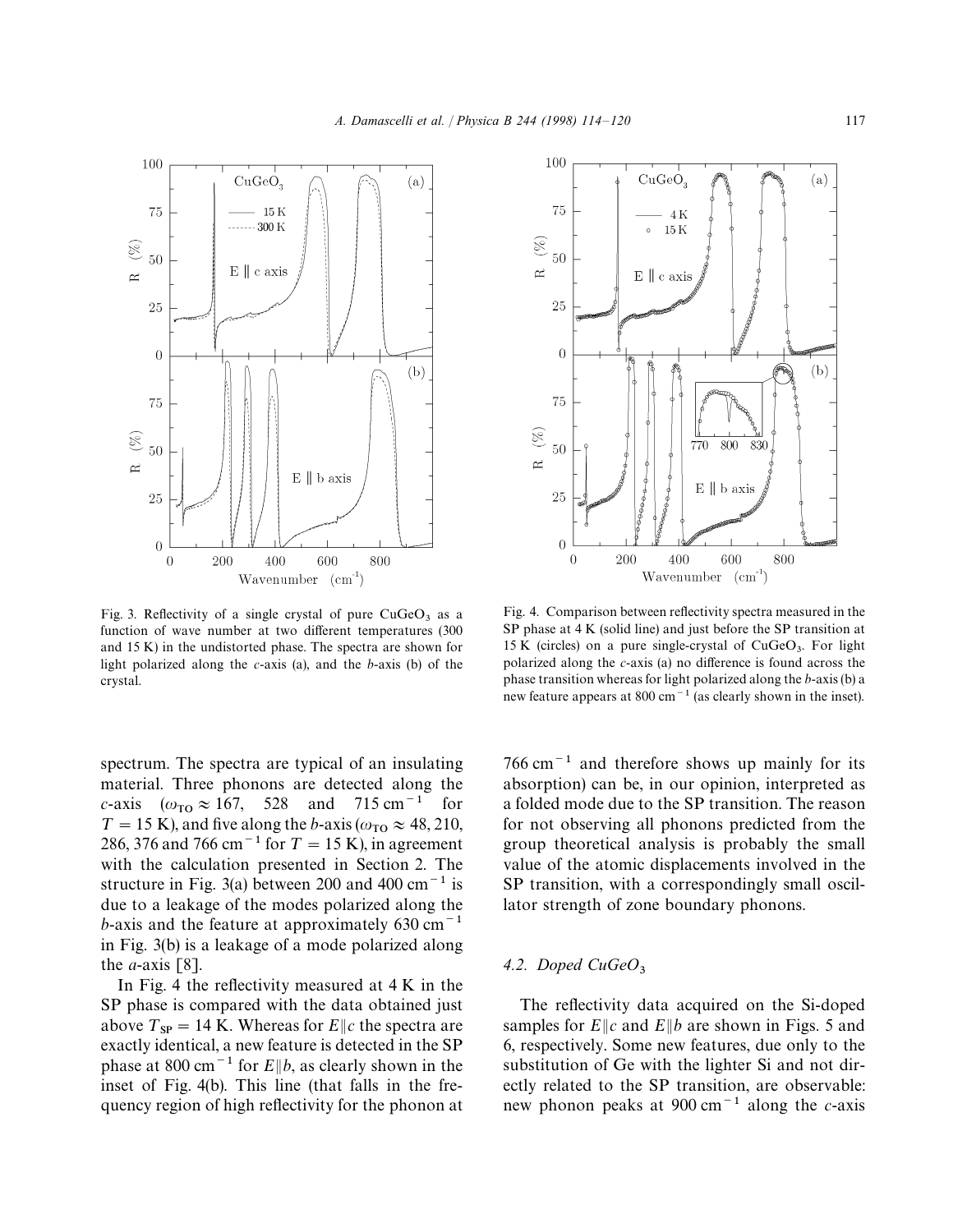Fig. 3. Reflectivity of a single crystal of pure $CuGeO_3$ as a function of wave number at two different temperatures (300 and 15 K) in the undistorted phase. The spectra are shown for light polarized along the *c*-axis (a), and the *b*-axis (b) of the crystal.

Fig. 4. Comparison between reflectivity spectra measured in the SP phase at 4 K (solid line) and just before the SP transition at 15 K (circles) on a pure single-crystal of $CuGeO_3$. For light polarized along the *c*-axis (a) no difference is found across the phase transition whereas for light polarized along the *b*-axis (b) a new feature appears at 800 $cm^{-1}$ (as clearly shown in the inset).

spectrum. The spectra are typical of an insulating material. Three phonons are detected along the *c*-axis ($\omega_{TO} \approx 167$, 528 and 715 $cm^{-1}$ for $T = 15$ K), and five along the *b*-axis ($\omega_{TO} \approx 48$, 210, 286, 376 and 766 $cm^{-1}$ for $T = 15$ K), in agreement with the calculation presented in Section 2. The structure in Fig. 3(a) between 200 and 400 $cm^{-1}$ is due to a leakage of the modes polarized along the *b*-axis and the feature at approximately 630 $cm^{-1}$ in Fig. 3(b) is a leakage of a mode polarized along the *a*-axis [8].

In Fig. 4 the reflectivity measured at 4 K in the SP phase is compared with the data obtained just above $T_{SP} = 14$ K. Whereas for $E \| c$ the spectra are exactly identical, a new feature is detected in the SP phase at 800 $cm^{-1}$ for $E \| b$, as clearly shown in the inset of Fig. 4(b). This line (that falls in the frequency region of high reflectivity for the phonon at 766 $cm^{-1}$ and therefore shows up mainly for its absorption) can be, in our opinion, interpreted as a folded mode due to the SP transition. The reason for not observing all phonons predicted from the group theoretical analysis is probably the small value of the atomic displacements involved in the SP transition, with a correspondingly small oscillator strength of zone boundary phonons.

### 4.2. Doped $CuGeO_3$

The reflectivity data acquired on the Si-doped samples for $E \| c$ and $E \| b$ are shown in Figs. 5 and 6, respectively. Some new features, due only to the substitution of Ge with the lighter Si and not directly related to the SP transition, are observable: new phonon peaks at 900 $cm^{-1}$ along the *c*-axis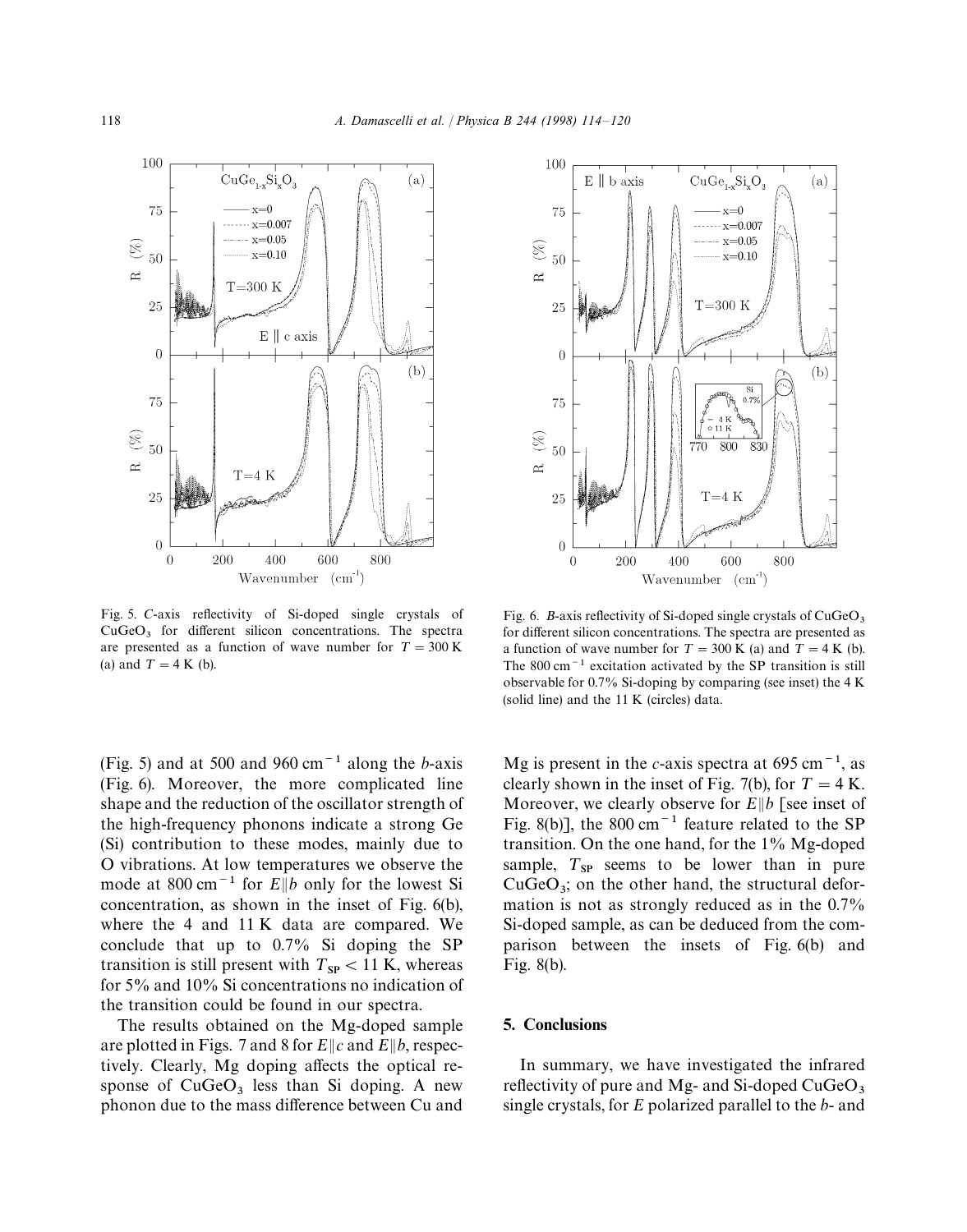Fig. 5. C-axis reflectivity of Si-doped single crystals of $CuGeO_3$ for different silicon concentrations. The spectra are presented as a function of wave number for $T = 300$ K (a) and $T = 4$ K (b).

Fig. 6. B-axis reflectivity of Si-doped single crystals of $CuGeO_3$ for different silicon concentrations. The spectra are presented as a function of wave number for $T = 300$ K (a) and $T = 4$ K (b). The 800 $cm^{-1}$ excitation activated by the SP transition is still observable for 0.7% Si-doping by comparing (see inset) the 4 K (solid line) and the 11 K (circles) data.

(Fig. 5) and at 500 and 960 $cm^{-1}$ along the *b*-axis (Fig. 6). Moreover, the more complicated line shape and the reduction of the oscillator strength of the high-frequency phonons indicate a strong Ge (Si) contribution to these modes, mainly due to O vibrations. At low temperatures we observe the mode at 800 $cm^{-1}$ for $E \| b$ only for the lowest Si concentration, as shown in the inset of Fig. 6(b), where the 4 and 11 K data are compared. We conclude that up to 0.7% Si doping the SP transition is still present with $T_{SP} < 11$ K, whereas for 5% and 10% Si concentrations no indication of the transition could be found in our spectra.

The results obtained on the Mg-doped sample are plotted in Figs. 7 and 8 for $E \| c$ and $E \| b$, respectively. Clearly, Mg doping affects the optical response of $CuGeO_3$ less than Si doping. A new phonon due to the mass difference between Cu and Mg is present in the *c*-axis spectra at 695 $cm^{-1}$, as clearly shown in the inset of Fig. 7(b), for $T = 4$ K. Moreover, we clearly observe for $E \| b$ [see inset of Fig. 8(b)], the 800 $cm^{-1}$ feature related to the SP transition. On the one hand, for the 1% Mg-doped sample, $T_{SP}$ seems to be lower than in pure $CuGeO_3$; on the other hand, the structural deformation is not as strongly reduced as in the 0.7% Si-doped sample, as can be deduced from the comparison between the insets of Fig. 6(b) and Fig. 8(b).

## 5. Conclusions

In summary, we have investigated the infrared reflectivity of pure and Mg- and Si-doped $CuGeO_3$ single crystals, for *E* polarized parallel to the *b*- and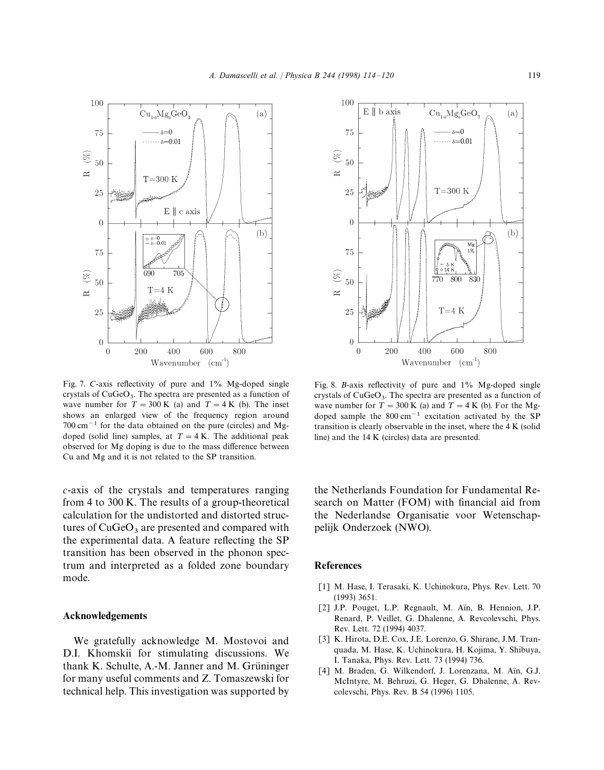Fig. 7. *C*-axis reflectivity of pure and 1% Mg-doped single crystals of $CuGeO_3$. The spectra are presented as a function of wave number for $T = 300$ K (a) and $T = 4$ K (b). The inset shows an enlarged view of the frequency region around 700 cm$^{-1}$ for the data obtained on the pure (circles) and Mg-doped (solid line) samples, at $T = 4$ K. The additional peak observed for Mg doping is due to the mass difference between Cu and Mg and it is not related to the SP transition.

Fig. 8. *B*-axis reflectivity of pure and 1% Mg-doped single crystals of $CuGeO_3$. The spectra are presented as a function of wave number for $T = 300$ K (a) and $T = 4$ K (b). For the Mg-doped sample the 800 cm$^{-1}$ excitation activated by the SP transition is clearly observable in the inset, where the 4 K (solid line) and the 14 K (circles) data are presented.

*c*-axis of the crystals and temperatures ranging from 4 to 300 K. The results of a group-theoretical calculation for the undistorted and distorted structures of $CuGeO_3$ are presented and compared with the experimental data. A feature reflecting the SP transition has been observed in the phonon spectrum and interpreted as a folded zone boundary mode.

## Acknowledgements

We gratefully acknowledge M. Mostovoi and D.I. Khomskii for stimulating discussions. We thank K. Schulte, A.-M. Janner and M. Grüninger for many useful comments and Z. Tomaszewski for technical help. This investigation was supported by the Netherlands Foundation for Fundamental Research on Matter (FOM) with financial aid from the Nederlandse Organisatie voor Wetenschappelijk Onderzoek (NWO).

## References

[1] M. Hase, I. Terasaki, K. Uchinokura, Phys. Rev. Lett. 70 (1993) 3651.

[2] J.P. Pouget, L.P. Regnault, M. Aïn, B. Hennion, J.P. Renard, P. Veillet, G. Dhalenne, A. Revcolevschi, Phys. Rev. Lett. 72 (1994) 4037.

[3] K. Hirota, D.E. Cox, J.E. Lorenzo, G. Shirane, J.M. Tranquada, M. Hase, K. Uchinokura, H. Kojima, Y. Shibuya, I. Tanaka, Phys. Rev. Lett. 73 (1994) 736.

[4] M. Braden, G. Wilkendorf, J. Lorenzana, M. Aïn, G.J. McIntyre, M. Behruzi, G. Heger, G. Dhalenne, A. Revcolevschi, Phys. Rev. B 54 (1996) 1105.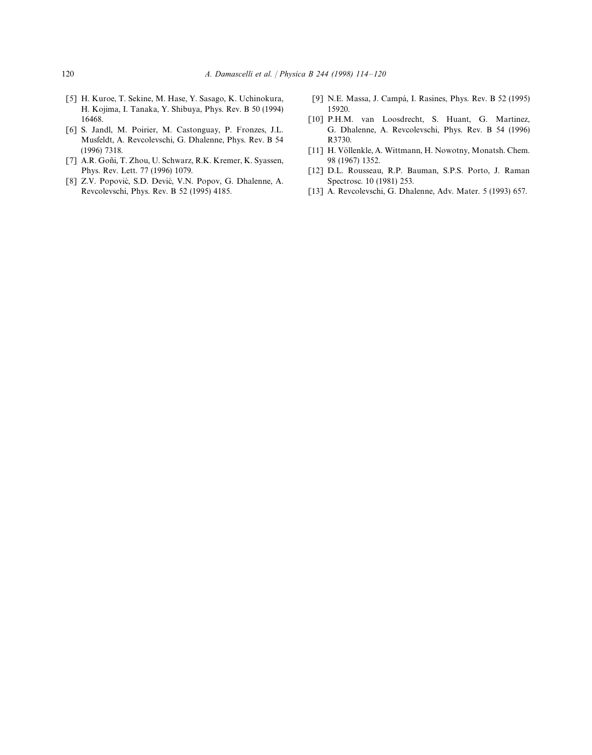[5] H. Kuroe, T. Sekine, M. Hase, Y. Sasago, K. Uchinokura, H. Kojima, I. Tanaka, Y. Shibuya, Phys. Rev. B 50 (1994) 16468.

[6] S. Jandl, M. Poirier, M. Castonguay, P. Fronzes, J.L. Musfeldt, A. Revcolevschi, G. Dhalenne, Phys. Rev. B 54 (1996) 7318.

[7] A.R. Goñi, T. Zhou, U. Schwarz, R.K. Kremer, K. Syassen, Phys. Rev. Lett. 77 (1996) 1079.

[8] Z.V. Popović, S.D. Dević, V.N. Popov, G. Dhalenne, A. Revcolevschi, Phys. Rev. B 52 (1995) 4185.

[9] N.E. Massa, J. Campá, I. Rasines, Phys. Rev. B 52 (1995) 15920.

[10] P.H.M. van Loosdrecht, S. Huant, G. Martinez, G. Dhalenne, A. Revcolevschi, Phys. Rev. B 54 (1996) R3730.

[11] H. Völlenkle, A. Wittmann, H. Nowotny, Monatsh. Chem. 98 (1967) 1352.

[12] D.L. Rousseau, R.P. Bauman, S.P.S. Porto, J. Raman Spectrosc. 10 (1981) 253.

[13] A. Revcolevschi, G. Dhalenne, Adv. Mater. 5 (1993) 657.